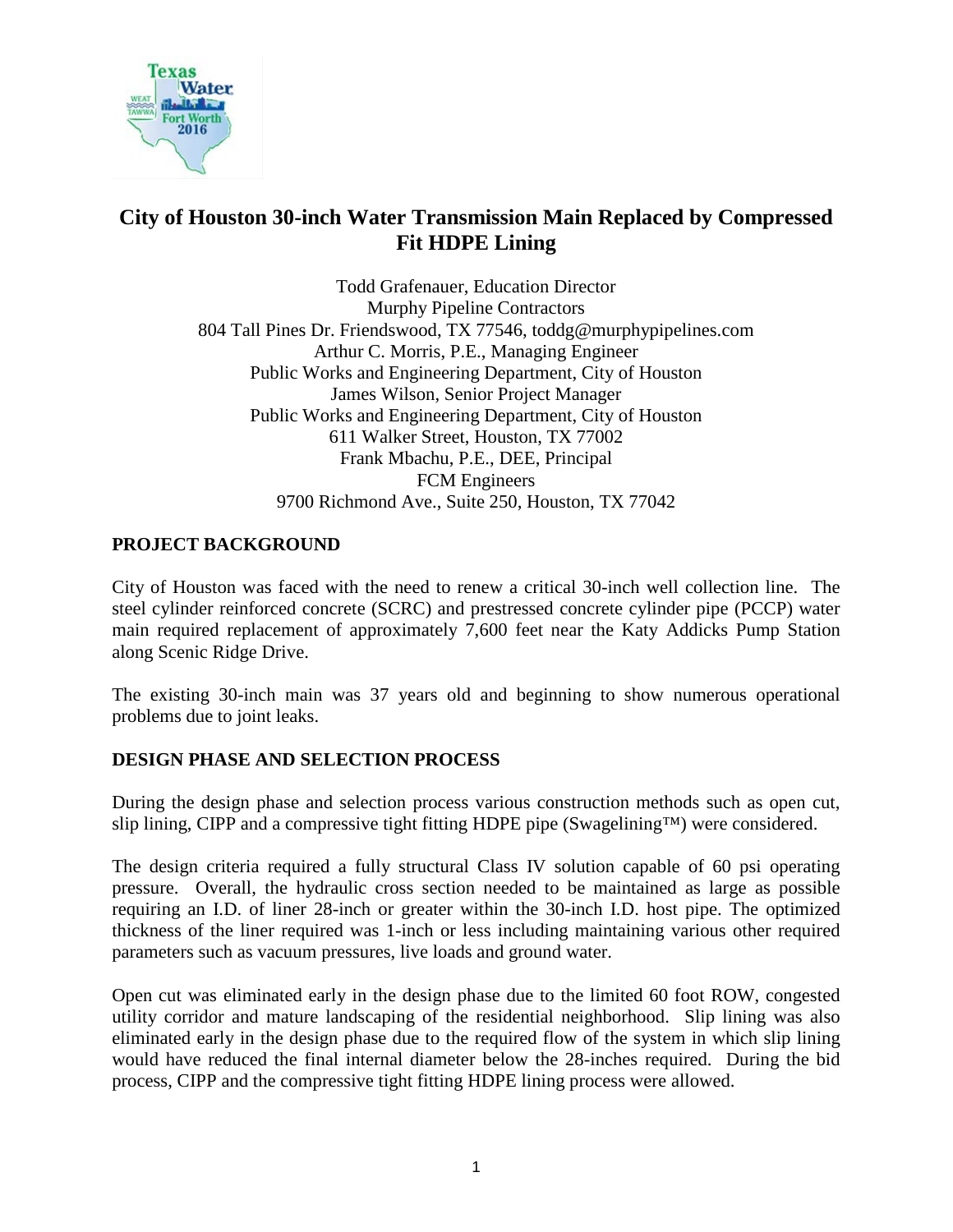# City of Houston 30-inch Water Transmission Main Replaced by Compressed Fit HDPE Lining

Todd Grafenauer, Education Director
Murphy Pipeline Contractors
804 Tall Pines Dr. Friendswood, TX 77546, toddg@murphypipelines.com
Arthur C. Morris, P.E., Managing Engineer
Public Works and Engineering Department, City of Houston
James Wilson, Senior Project Manager
Public Works and Engineering Department, City of Houston
611 Walker Street, Houston, TX 77002
Frank Mbachu, P.E., DEE, Principal
FCM Engineers
9700 Richmond Ave., Suite 250, Houston, TX 77042

## PROJECT BACKGROUND

City of Houston was faced with the need to renew a critical 30-inch well collection line. The steel cylinder reinforced concrete (SCRC) and prestressed concrete cylinder pipe (PCCP) water main required replacement of approximately 7,600 feet near the Katy Addicks Pump Station along Scenic Ridge Drive.

The existing 30-inch main was 37 years old and beginning to show numerous operational problems due to joint leaks.

## DESIGN PHASE AND SELECTION PROCESS

During the design phase and selection process various construction methods such as open cut, slip lining, CIPP and a compressive tight fitting HDPE pipe (Swagelining™) were considered.

The design criteria required a fully structural Class IV solution capable of 60 psi operating pressure. Overall, the hydraulic cross section needed to be maintained as large as possible requiring an I.D. of liner 28-inch or greater within the 30-inch I.D. host pipe. The optimized thickness of the liner required was 1-inch or less including maintaining various other required parameters such as vacuum pressures, live loads and ground water.

Open cut was eliminated early in the design phase due to the limited 60 foot ROW, congested utility corridor and mature landscaping of the residential neighborhood. Slip lining was also eliminated early in the design phase due to the required flow of the system in which slip lining would have reduced the final internal diameter below the 28-inches required. During the bid process, CIPP and the compressive tight fitting HDPE lining process were allowed.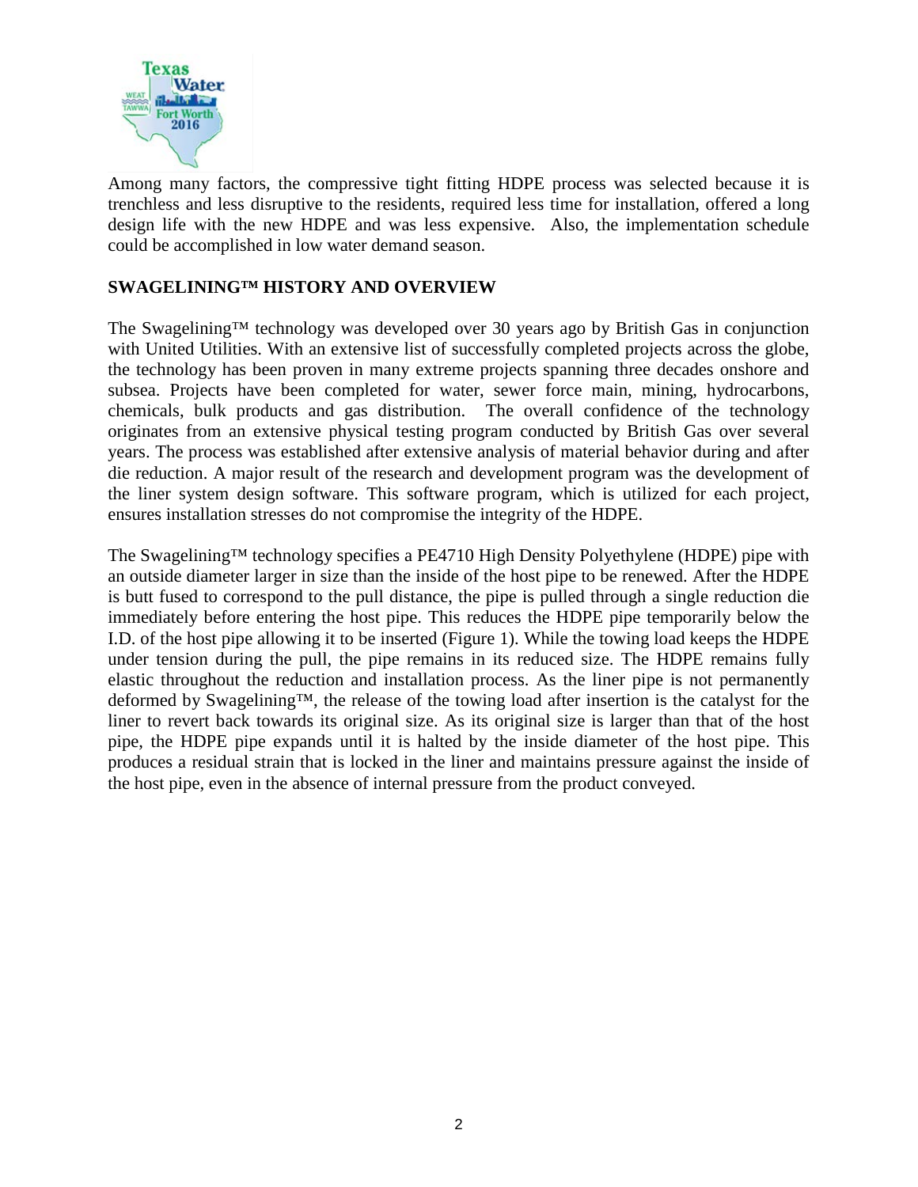Among many factors, the compressive tight fitting HDPE process was selected because it is trenchless and less disruptive to the residents, required less time for installation, offered a long design life with the new HDPE and was less expensive. Also, the implementation schedule could be accomplished in low water demand season.

## SWAGELINING™ HISTORY AND OVERVIEW

The Swagelining™ technology was developed over 30 years ago by British Gas in conjunction with United Utilities. With an extensive list of successfully completed projects across the globe, the technology has been proven in many extreme projects spanning three decades onshore and subsea. Projects have been completed for water, sewer force main, mining, hydrocarbons, chemicals, bulk products and gas distribution. The overall confidence of the technology originates from an extensive physical testing program conducted by British Gas over several years. The process was established after extensive analysis of material behavior during and after die reduction. A major result of the research and development program was the development of the liner system design software. This software program, which is utilized for each project, ensures installation stresses do not compromise the integrity of the HDPE.

The Swagelining™ technology specifies a PE4710 High Density Polyethylene (HDPE) pipe with an outside diameter larger in size than the inside of the host pipe to be renewed. After the HDPE is butt fused to correspond to the pull distance, the pipe is pulled through a single reduction die immediately before entering the host pipe. This reduces the HDPE pipe temporarily below the I.D. of the host pipe allowing it to be inserted (Figure 1). While the towing load keeps the HDPE under tension during the pull, the pipe remains in its reduced size. The HDPE remains fully elastic throughout the reduction and installation process. As the liner pipe is not permanently deformed by Swagelining™, the release of the towing load after insertion is the catalyst for the liner to revert back towards its original size. As its original size is larger than that of the host pipe, the HDPE pipe expands until it is halted by the inside diameter of the host pipe. This produces a residual strain that is locked in the liner and maintains pressure against the inside of the host pipe, even in the absence of internal pressure from the product conveyed.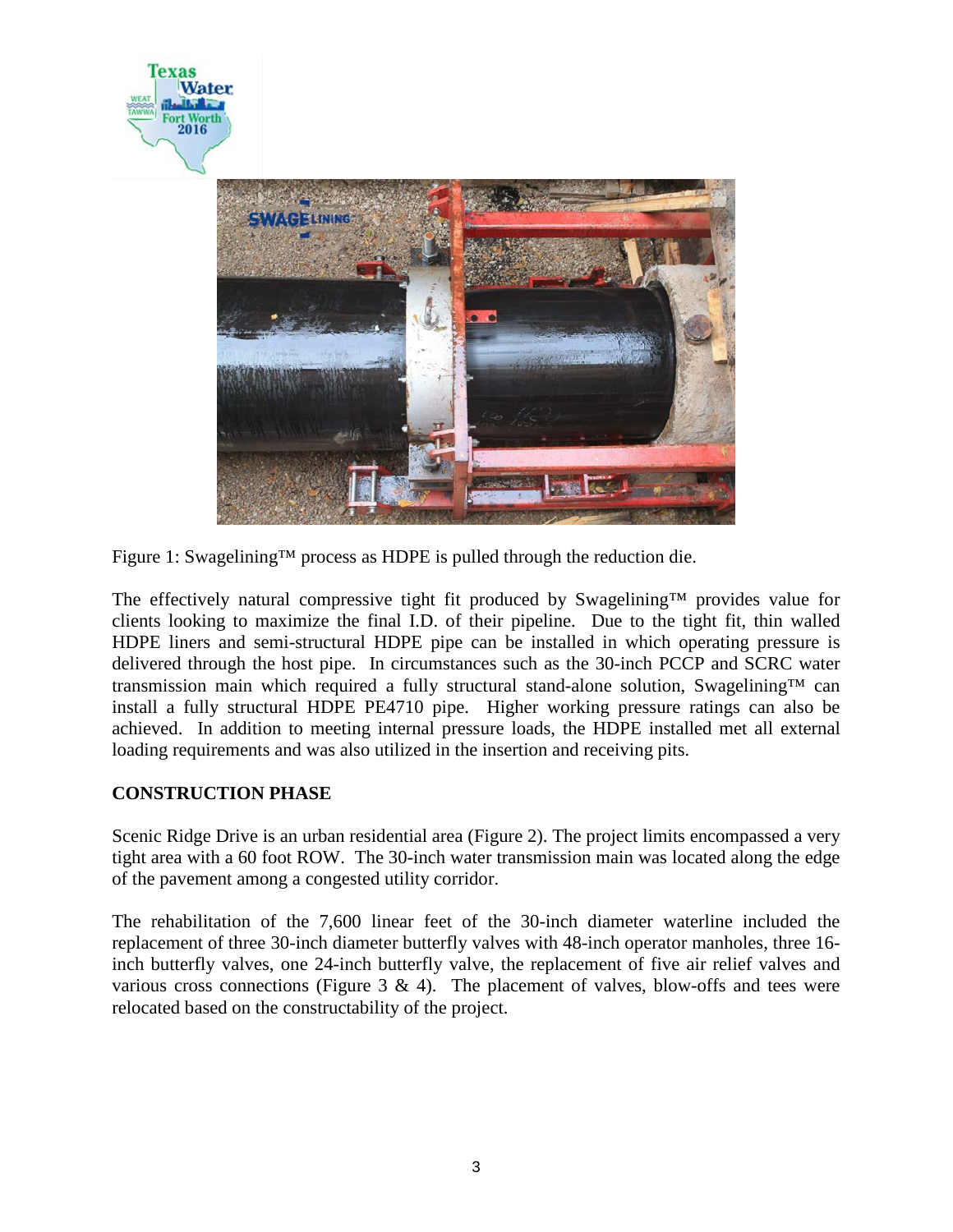Figure 1: Swagelining™ process as HDPE is pulled through the reduction die.

The effectively natural compressive tight fit produced by Swagelining™ provides value for clients looking to maximize the final I.D. of their pipeline. Due to the tight fit, thin walled HDPE liners and semi-structural HDPE pipe can be installed in which operating pressure is delivered through the host pipe. In circumstances such as the 30-inch PCCP and SCRC water transmission main which required a fully structural stand-alone solution, Swagelining™ can install a fully structural HDPE PE4710 pipe. Higher working pressure ratings can also be achieved. In addition to meeting internal pressure loads, the HDPE installed met all external loading requirements and was also utilized in the insertion and receiving pits.

## CONSTRUCTION PHASE

Scenic Ridge Drive is an urban residential area (Figure 2). The project limits encompassed a very tight area with a 60 foot ROW. The 30-inch water transmission main was located along the edge of the pavement among a congested utility corridor.

The rehabilitation of the 7,600 linear feet of the 30-inch diameter waterline included the replacement of three 30-inch diameter butterfly valves with 48-inch operator manholes, three 16-inch butterfly valves, one 24-inch butterfly valve, the replacement of five air relief valves and various cross connections (Figure 3 & 4). The placement of valves, blow-offs and tees were relocated based on the constructability of the project.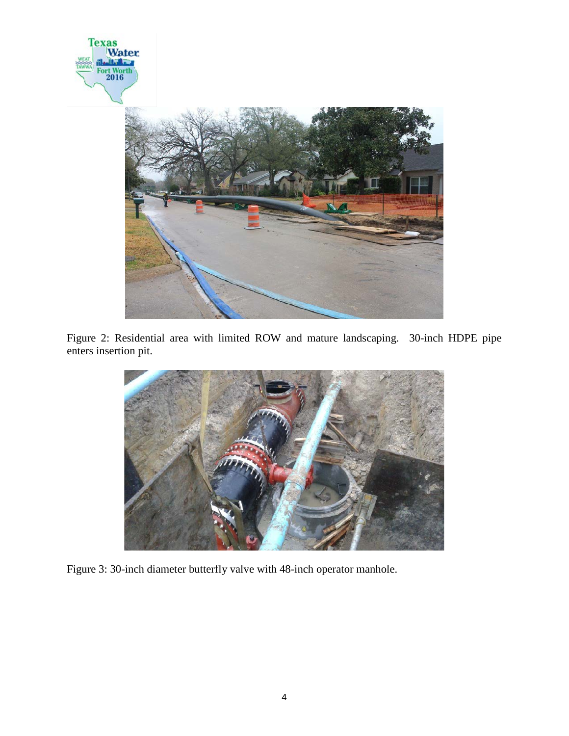Figure 2: Residential area with limited ROW and mature landscaping. 30-inch HDPE pipe enters insertion pit.

Figure 3: 30-inch diameter butterfly valve with 48-inch operator manhole.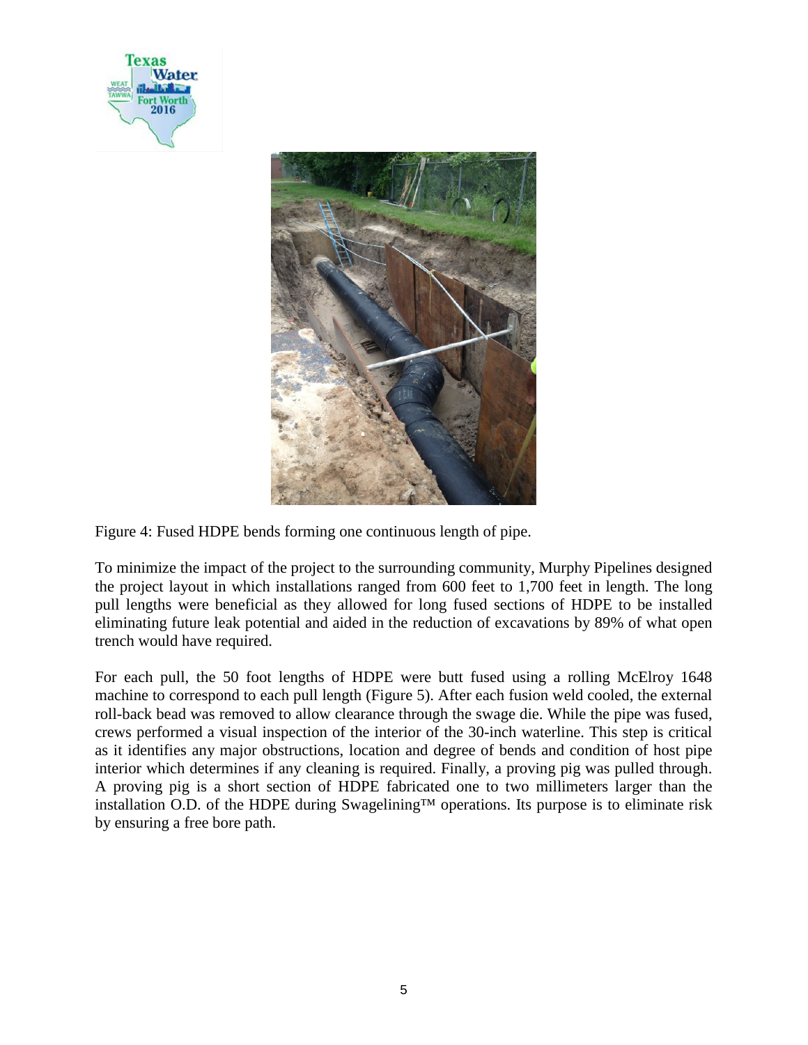Figure 4: Fused HDPE bends forming one continuous length of pipe.

To minimize the impact of the project to the surrounding community, Murphy Pipelines designed the project layout in which installations ranged from 600 feet to 1,700 feet in length. The long pull lengths were beneficial as they allowed for long fused sections of HDPE to be installed eliminating future leak potential and aided in the reduction of excavations by 89% of what open trench would have required.

For each pull, the 50 foot lengths of HDPE were butt fused using a rolling McElroy 1648 machine to correspond to each pull length (Figure 5). After each fusion weld cooled, the external roll-back bead was removed to allow clearance through the swage die. While the pipe was fused, crews performed a visual inspection of the interior of the 30-inch waterline. This step is critical as it identifies any major obstructions, location and degree of bends and condition of host pipe interior which determines if any cleaning is required. Finally, a proving pig was pulled through. A proving pig is a short section of HDPE fabricated one to two millimeters larger than the installation O.D. of the HDPE during Swagelining™ operations. Its purpose is to eliminate risk by ensuring a free bore path.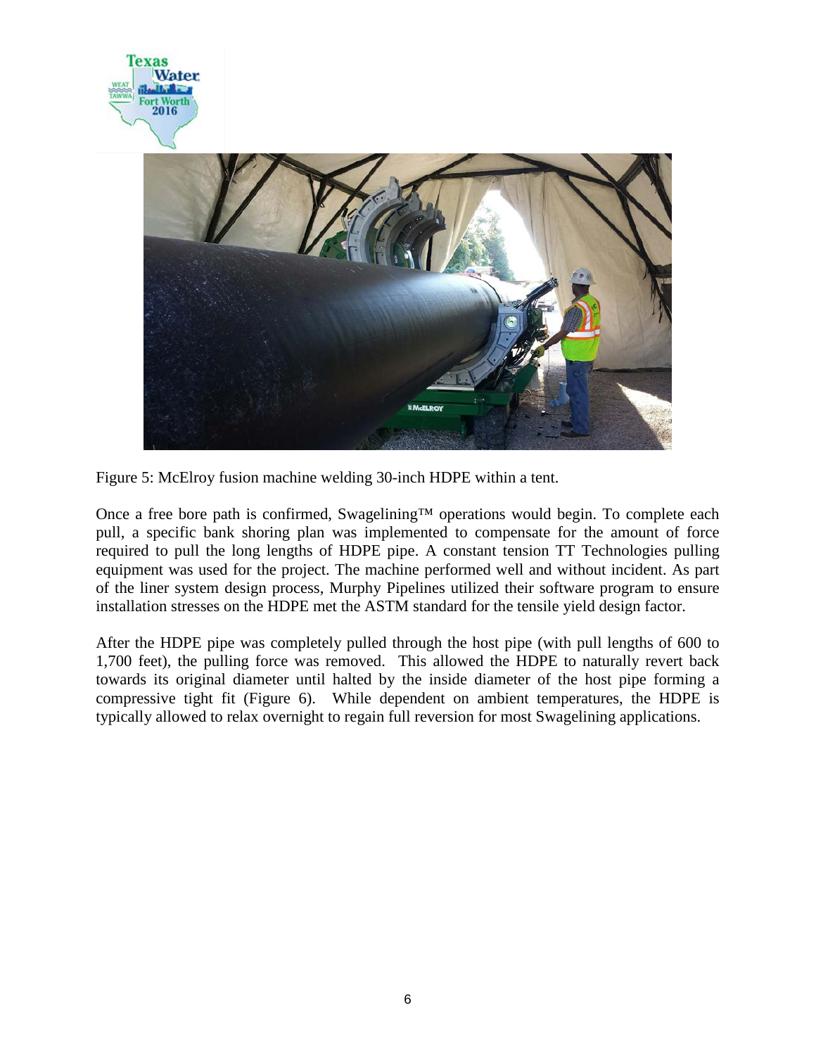Figure 5: McElroy fusion machine welding 30-inch HDPE within a tent.

Once a free bore path is confirmed, Swagelining™ operations would begin. To complete each pull, a specific bank shoring plan was implemented to compensate for the amount of force required to pull the long lengths of HDPE pipe. A constant tension TT Technologies pulling equipment was used for the project. The machine performed well and without incident. As part of the liner system design process, Murphy Pipelines utilized their software program to ensure installation stresses on the HDPE met the ASTM standard for the tensile yield design factor.

After the HDPE pipe was completely pulled through the host pipe (with pull lengths of 600 to 1,700 feet), the pulling force was removed. This allowed the HDPE to naturally revert back towards its original diameter until halted by the inside diameter of the host pipe forming a compressive tight fit (Figure 6). While dependent on ambient temperatures, the HDPE is typically allowed to relax overnight to regain full reversion for most Swagelining applications.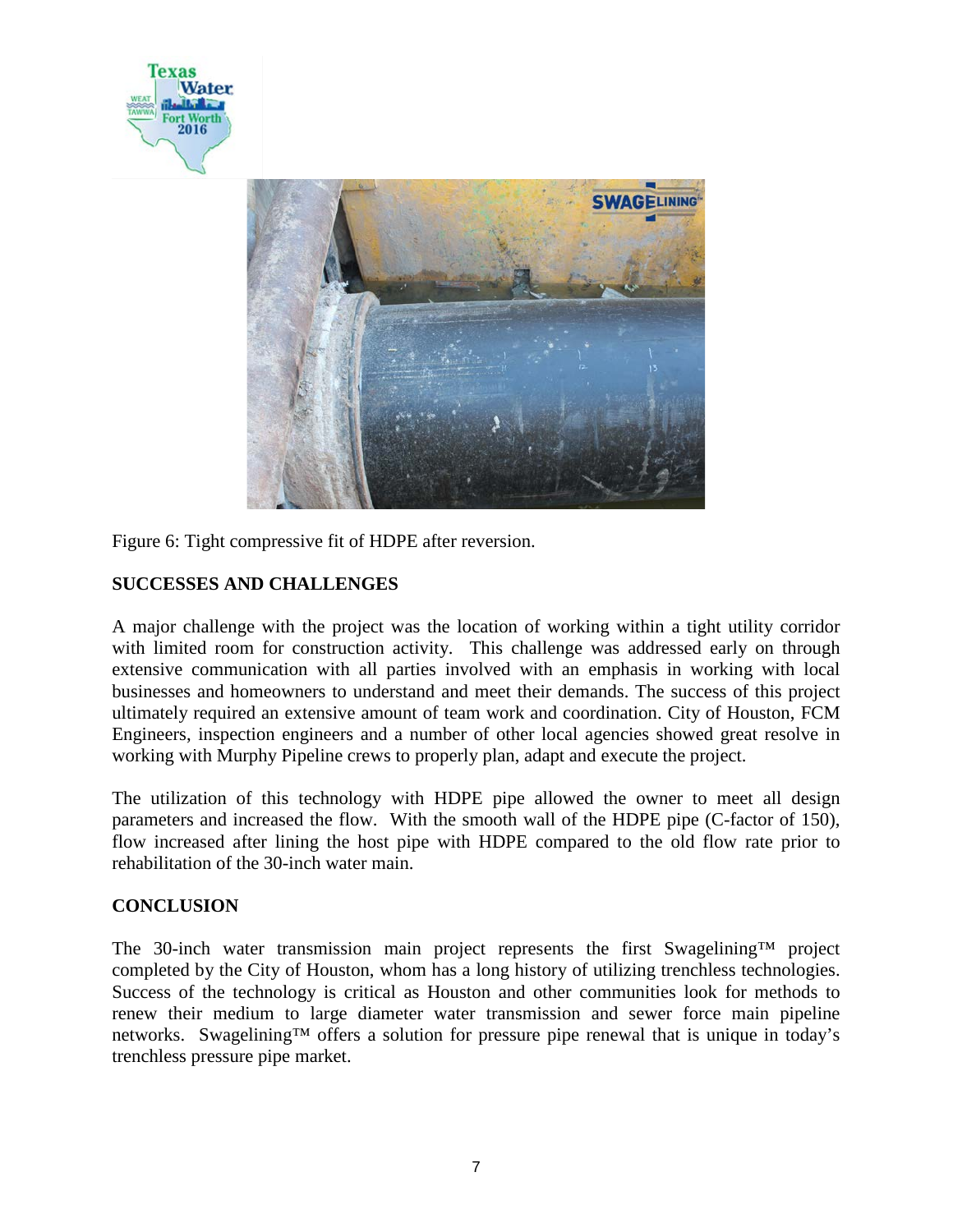Figure 6: Tight compressive fit of HDPE after reversion.

## SUCCESSES AND CHALLENGES

A major challenge with the project was the location of working within a tight utility corridor with limited room for construction activity. This challenge was addressed early on through extensive communication with all parties involved with an emphasis in working with local businesses and homeowners to understand and meet their demands. The success of this project ultimately required an extensive amount of team work and coordination. City of Houston, FCM Engineers, inspection engineers and a number of other local agencies showed great resolve in working with Murphy Pipeline crews to properly plan, adapt and execute the project.

The utilization of this technology with HDPE pipe allowed the owner to meet all design parameters and increased the flow. With the smooth wall of the HDPE pipe (C-factor of 150), flow increased after lining the host pipe with HDPE compared to the old flow rate prior to rehabilitation of the 30-inch water main.

## CONCLUSION

The 30-inch water transmission main project represents the first Swagelining™ project completed by the City of Houston, whom has a long history of utilizing trenchless technologies. Success of the technology is critical as Houston and other communities look for methods to renew their medium to large diameter water transmission and sewer force main pipeline networks. Swagelining™ offers a solution for pressure pipe renewal that is unique in today's trenchless pressure pipe market.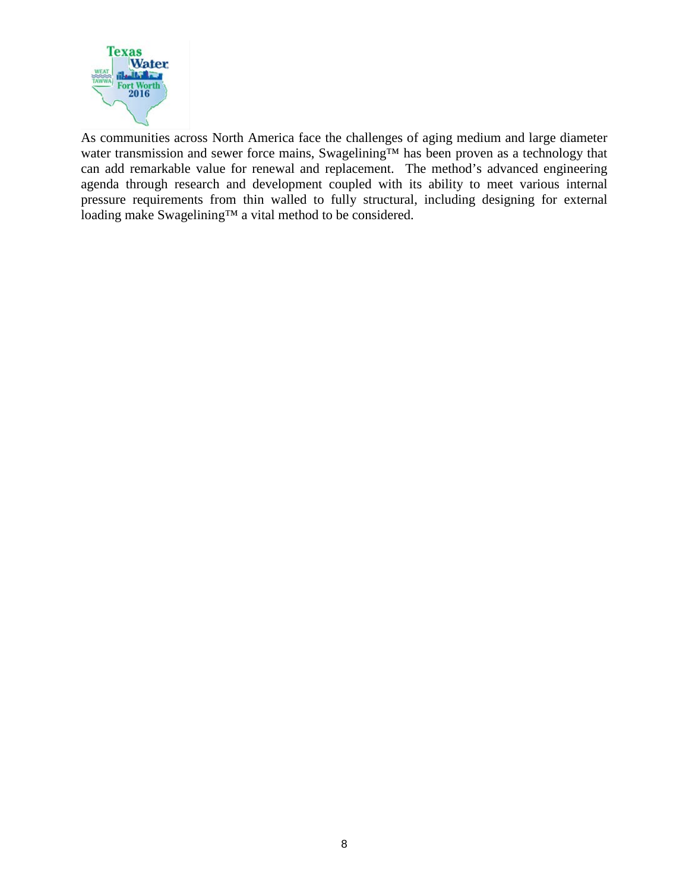As communities across North America face the challenges of aging medium and large diameter water transmission and sewer force mains, Swagelining™ has been proven as a technology that can add remarkable value for renewal and replacement. The method's advanced engineering agenda through research and development coupled with its ability to meet various internal pressure requirements from thin walled to fully structural, including designing for external loading make Swagelining™ a vital method to be considered.